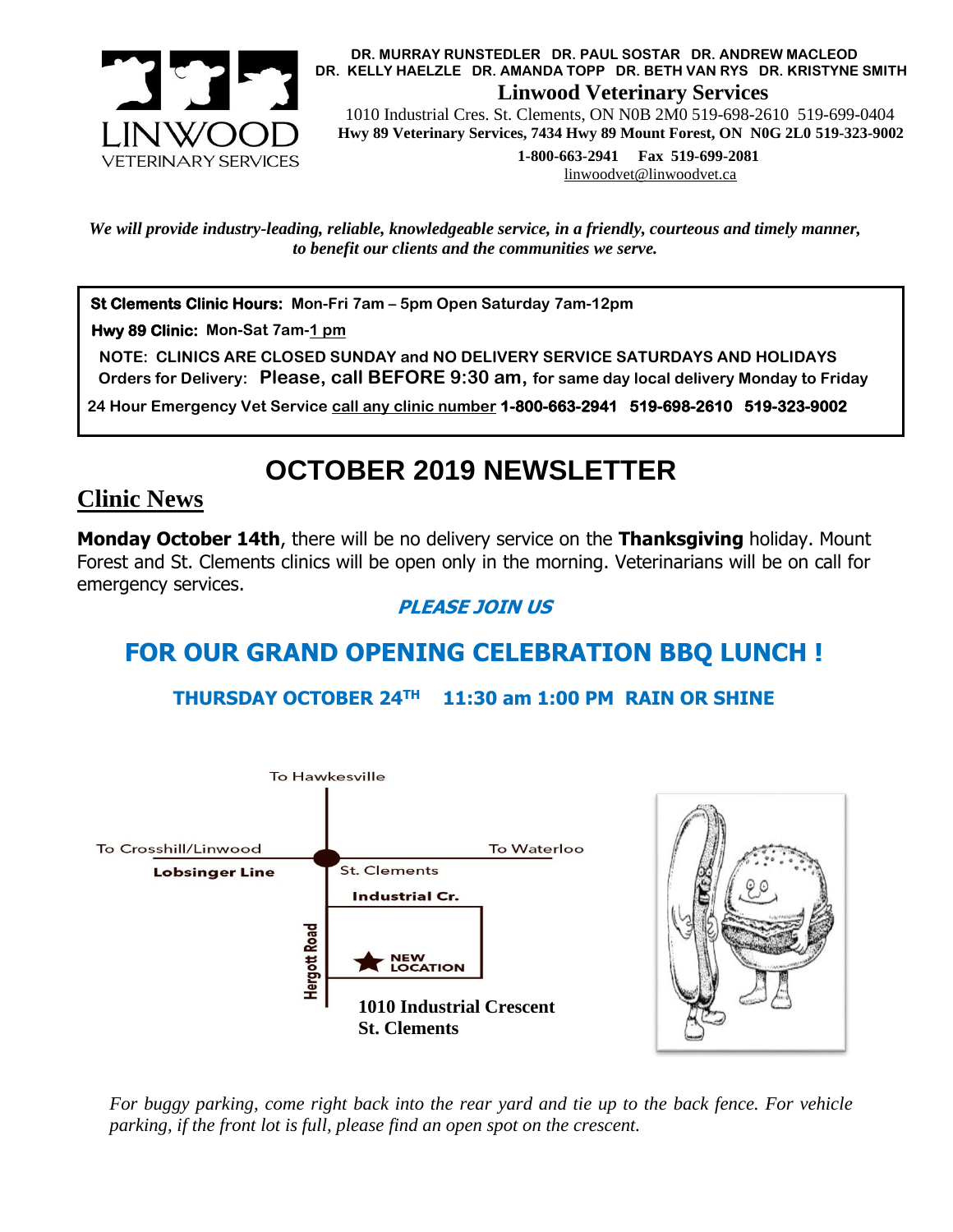DR. MURRAY RUNSTEDLER DR. PAUL SOSTAR DR. ANDREW MACLEOD
DR. KELLY HAELZLE DR. AMANDA TOPP DR. BETH VAN RYS DR. KRISTYNE SMITH

**Linwood Veterinary Services**

1010 Industrial Cres. St. Clements, ON N0B 2M0 519-698-2610 519-699-0404
**Hwy 89 Veterinary Services, 7434 Hwy 89 Mount Forest, ON N0G 2L0 519-323-9002**
**1-800-663-2941 Fax 519-699-2081**
linwoodvet@linwoodvet.ca

***We will provide industry-leading, reliable, knowledgeable service, in a friendly, courteous and timely manner, to benefit our clients and the communities we serve.***

**St Clements Clinic Hours:** Mon-Fri 7am – 5pm Open Saturday 7am-12pm

**Hwy 89 Clinic:** Mon-Sat 7am-1 pm

**NOTE: CLINICS ARE CLOSED SUNDAY and NO DELIVERY SERVICE SATURDAYS AND HOLIDAYS**
**Orders for Delivery: Please, call BEFORE 9:30 am, for same day local delivery Monday to Friday**

**24 Hour Emergency Vet Service** call any clinic number **1-800-663-2941 519-698-2610 519-323-9002**

# OCTOBER 2019 NEWSLETTER

## Clinic News

**Monday October 14th**, there will be no delivery service on the **Thanksgiving** holiday. Mount Forest and St. Clements clinics will be open only in the morning. Veterinarians will be on call for emergency services.

***PLEASE JOIN US***

## FOR OUR GRAND OPENING CELEBRATION BBQ LUNCH !

**THURSDAY OCTOBER 24TH 11:30 am 1:00 PM RAIN OR SHINE**

To Hawkesville

To Crosshill/Linwood — **Lobsinger Line** — St. Clements — To Waterloo

**Industrial Cr.**

**Hergott Road**

NEW LOCATION

**1010 Industrial Crescent**
**St. Clements**

*For buggy parking, come right back into the rear yard and tie up to the back fence. For vehicle parking, if the front lot is full, please find an open spot on the crescent.*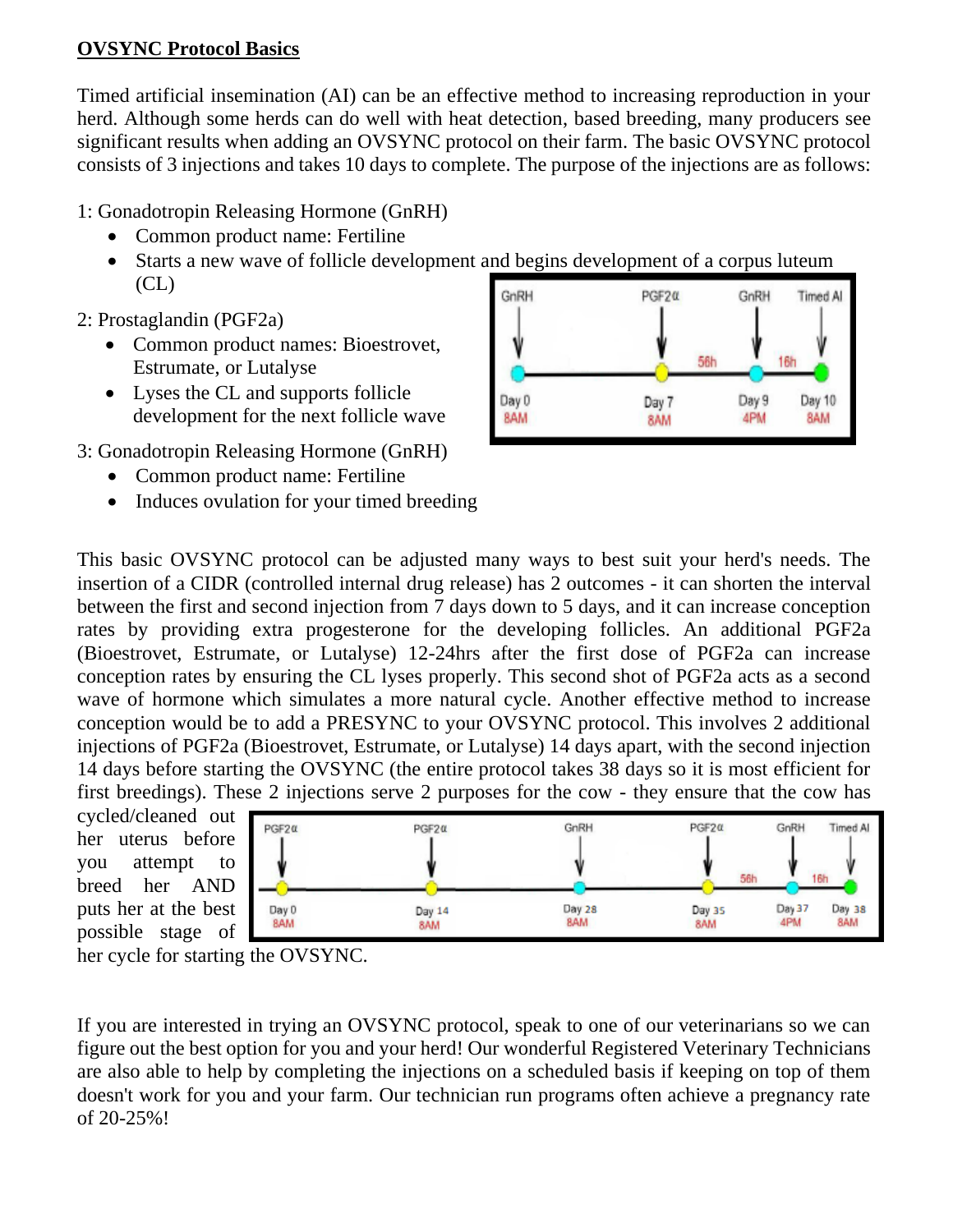**OVSYNC Protocol Basics**

Timed artificial insemination (AI) can be an effective method to increasing reproduction in your herd. Although some herds can do well with heat detection, based breeding, many producers see significant results when adding an OVSYNC protocol on their farm. The basic OVSYNC protocol consists of 3 injections and takes 10 days to complete. The purpose of the injections are as follows:

1: Gonadotropin Releasing Hormone (GnRH)

- Common product name: Fertiline
- Starts a new wave of follicle development and begins development of a corpus luteum (CL)

2: Prostaglandin (PGF2a)

- Common product names: Bioestrovet, Estrumate, or Lutalyse
- Lyses the CL and supports follicle development for the next follicle wave

3: Gonadotropin Releasing Hormone (GnRH)

- Common product name: Fertiline
- Induces ovulation for your timed breeding

GnRH
PGF2α
GnRH
Timed AI
56h
16h
Day 0 8AM
Day 7 8AM
Day 9 4PM
Day 10 8AM

This basic OVSYNC protocol can be adjusted many ways to best suit your herd's needs. The insertion of a CIDR (controlled internal drug release) has 2 outcomes - it can shorten the interval between the first and second injection from 7 days down to 5 days, and it can increase conception rates by providing extra progesterone for the developing follicles. An additional PGF2a (Bioestrovet, Estrumate, or Lutalyse) 12-24hrs after the first dose of PGF2a can increase conception rates by ensuring the CL lyses properly. This second shot of PGF2a acts as a second wave of hormone which simulates a more natural cycle. Another effective method to increase conception would be to add a PRESYNC to your OVSYNC protocol. This involves 2 additional injections of PGF2a (Bioestrovet, Estrumate, or Lutalyse) 14 days apart, with the second injection 14 days before starting the OVSYNC (the entire protocol takes 38 days so it is most efficient for first breedings). These 2 injections serve 2 purposes for the cow - they ensure that the cow has cycled/cleaned out her uterus before you attempt to breed her AND puts her at the best possible stage of her cycle for starting the OVSYNC.

PGF2α
PGF2α
GnRH
PGF2α
GnRH
Timed AI
56h
16h
Day 0 8AM
Day 14 8AM
Day 28 8AM
Day 35 8AM
Day 37 4PM
Day 38 8AM

If you are interested in trying an OVSYNC protocol, speak to one of our veterinarians so we can figure out the best option for you and your herd! Our wonderful Registered Veterinary Technicians are also able to help by completing the injections on a scheduled basis if keeping on top of them doesn't work for you and your farm. Our technician run programs often achieve a pregnancy rate of 20-25%!